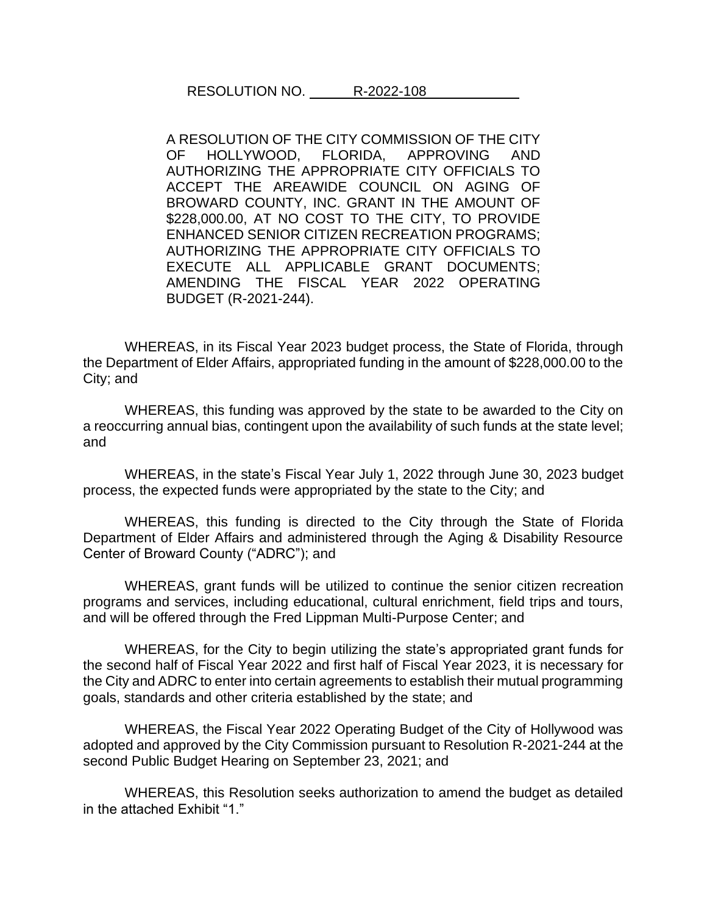RESOLUTION NO. R-2022-108

A RESOLUTION OF THE CITY COMMISSION OF THE CITY OF HOLLYWOOD, FLORIDA, APPROVING AND AUTHORIZING THE APPROPRIATE CITY OFFICIALS TO ACCEPT THE AREAWIDE COUNCIL ON AGING OF BROWARD COUNTY, INC. GRANT IN THE AMOUNT OF $228,000.00, AT NO COST TO THE CITY, TO PROVIDE ENHANCED SENIOR CITIZEN RECREATION PROGRAMS; AUTHORIZING THE APPROPRIATE CITY OFFICIALS TO EXECUTE ALL APPLICABLE GRANT DOCUMENTS; AMENDING THE FISCAL YEAR 2022 OPERATING BUDGET (R-2021-244).

WHEREAS, in its Fiscal Year 2023 budget process, the State of Florida, through the Department of Elder Affairs, appropriated funding in the amount of $228,000.00 to the City; and

WHEREAS, this funding was approved by the state to be awarded to the City on a reoccurring annual bias, contingent upon the availability of such funds at the state level; and

WHEREAS, in the state's Fiscal Year July 1, 2022 through June 30, 2023 budget process, the expected funds were appropriated by the state to the City; and

WHEREAS, this funding is directed to the City through the State of Florida Department of Elder Affairs and administered through the Aging & Disability Resource Center of Broward County ("ADRC"); and

WHEREAS, grant funds will be utilized to continue the senior citizen recreation programs and services, including educational, cultural enrichment, field trips and tours, and will be offered through the Fred Lippman Multi-Purpose Center; and

WHEREAS, for the City to begin utilizing the state's appropriated grant funds for the second half of Fiscal Year 2022 and first half of Fiscal Year 2023, it is necessary for the City and ADRC to enter into certain agreements to establish their mutual programming goals, standards and other criteria established by the state; and

WHEREAS, the Fiscal Year 2022 Operating Budget of the City of Hollywood was adopted and approved by the City Commission pursuant to Resolution R-2021-244 at the second Public Budget Hearing on September 23, 2021; and

WHEREAS, this Resolution seeks authorization to amend the budget as detailed in the attached Exhibit "1."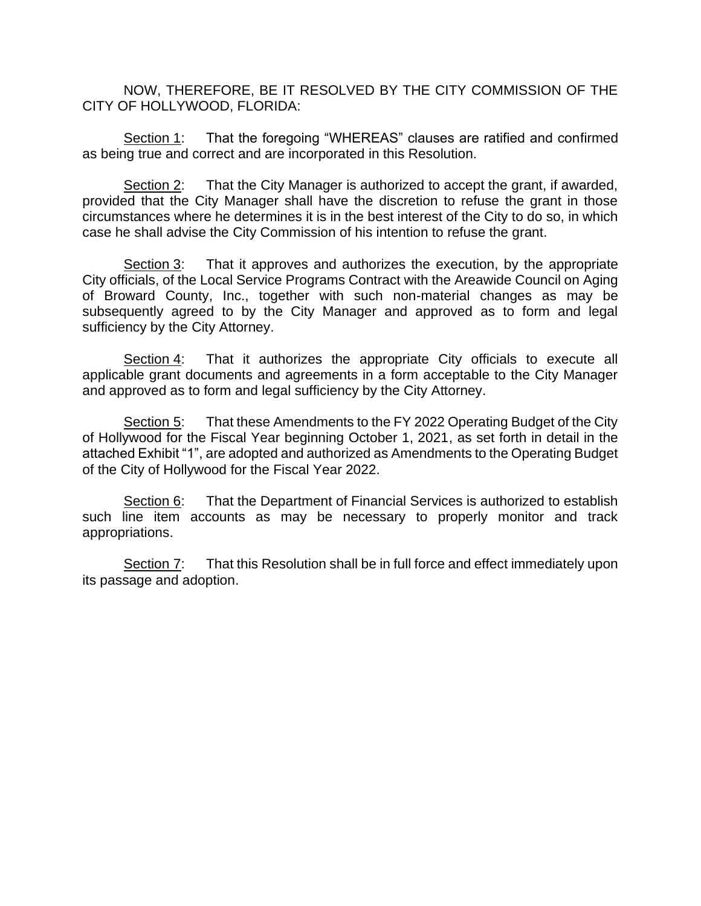NOW, THEREFORE, BE IT RESOLVED BY THE CITY COMMISSION OF THE CITY OF HOLLYWOOD, FLORIDA:

Section 1: That the foregoing "WHEREAS" clauses are ratified and confirmed as being true and correct and are incorporated in this Resolution.

Section 2: That the City Manager is authorized to accept the grant, if awarded, provided that the City Manager shall have the discretion to refuse the grant in those circumstances where he determines it is in the best interest of the City to do so, in which case he shall advise the City Commission of his intention to refuse the grant.

Section 3: That it approves and authorizes the execution, by the appropriate City officials, of the Local Service Programs Contract with the Areawide Council on Aging of Broward County, Inc., together with such non-material changes as may be subsequently agreed to by the City Manager and approved as to form and legal sufficiency by the City Attorney.

Section 4: That it authorizes the appropriate City officials to execute all applicable grant documents and agreements in a form acceptable to the City Manager and approved as to form and legal sufficiency by the City Attorney.

Section 5: That these Amendments to the FY 2022 Operating Budget of the City of Hollywood for the Fiscal Year beginning October 1, 2021, as set forth in detail in the attached Exhibit "1", are adopted and authorized as Amendments to the Operating Budget of the City of Hollywood for the Fiscal Year 2022.

Section 6: That the Department of Financial Services is authorized to establish such line item accounts as may be necessary to properly monitor and track appropriations.

Section 7: That this Resolution shall be in full force and effect immediately upon its passage and adoption.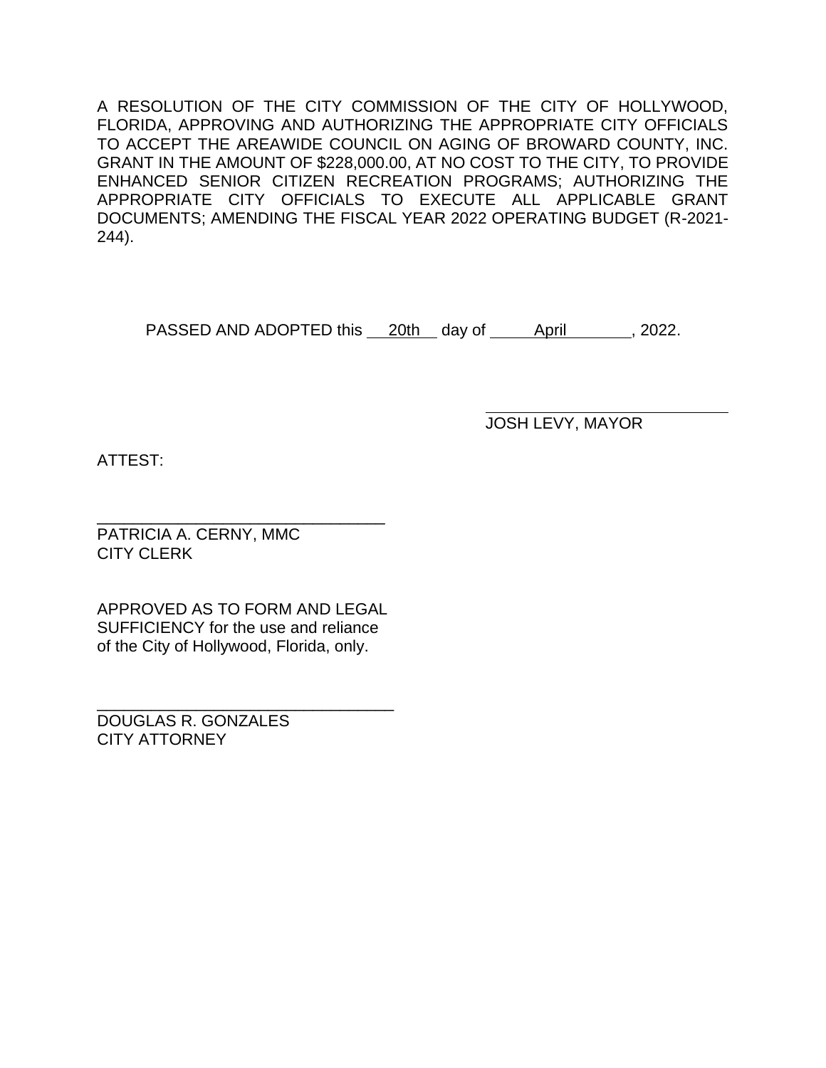A RESOLUTION OF THE CITY COMMISSION OF THE CITY OF HOLLYWOOD, FLORIDA, APPROVING AND AUTHORIZING THE APPROPRIATE CITY OFFICIALS TO ACCEPT THE AREAWIDE COUNCIL ON AGING OF BROWARD COUNTY, INC. GRANT IN THE AMOUNT OF $228,000.00, AT NO COST TO THE CITY, TO PROVIDE ENHANCED SENIOR CITIZEN RECREATION PROGRAMS; AUTHORIZING THE APPROPRIATE CITY OFFICIALS TO EXECUTE ALL APPLICABLE GRANT DOCUMENTS; AMENDING THE FISCAL YEAR 2022 OPERATING BUDGET (R-2021-244).

PASSED AND ADOPTED this 20th day of April, 2022.

\_\_\_\_\_\_\_\_\_\_\_\_\_\_\_\_\_\_\_\_\_\_\_\_\_\_\_\_
JOSH LEVY, MAYOR

ATTEST:

\_\_\_\_\_\_\_\_\_\_\_\_\_\_\_\_\_\_\_\_\_\_\_\_\_\_\_\_
PATRICIA A. CERNY, MMC
CITY CLERK

APPROVED AS TO FORM AND LEGAL SUFFICIENCY for the use and reliance of the City of Hollywood, Florida, only.

\_\_\_\_\_\_\_\_\_\_\_\_\_\_\_\_\_\_\_\_\_\_\_\_\_\_\_\_
DOUGLAS R. GONZALES
CITY ATTORNEY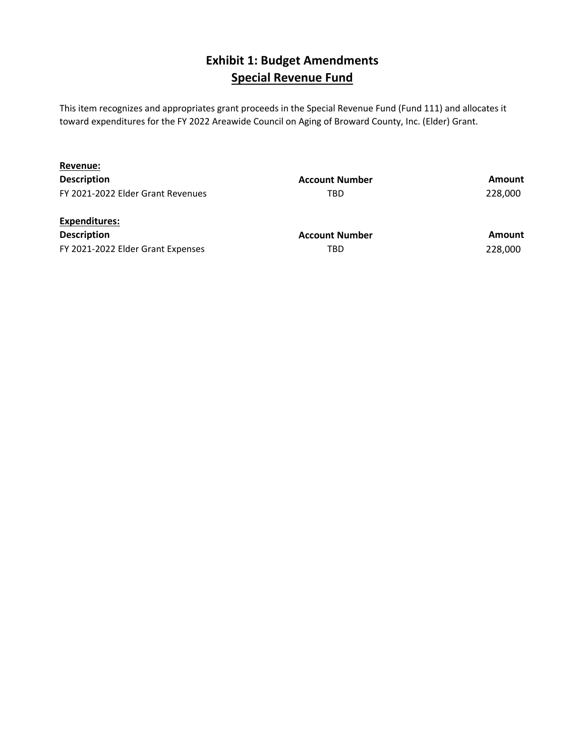# Exhibit 1: Budget Amendments

## Special Revenue Fund

This item recognizes and appropriates grant proceeds in the Special Revenue Fund (Fund 111) and allocates it toward expenditures for the FY 2022 Areawide Council on Aging of Broward County, Inc. (Elder) Grant.

**Revenue:**

| Description | Account Number | Amount |
| --- | --- | --- |
| FY 2021-2022 Elder Grant Revenues | TBD | 228,000 |

**Expenditures:**

| Description | Account Number | Amount |
| --- | --- | --- |
| FY 2021-2022 Elder Grant Expenses | TBD | 228,000 |